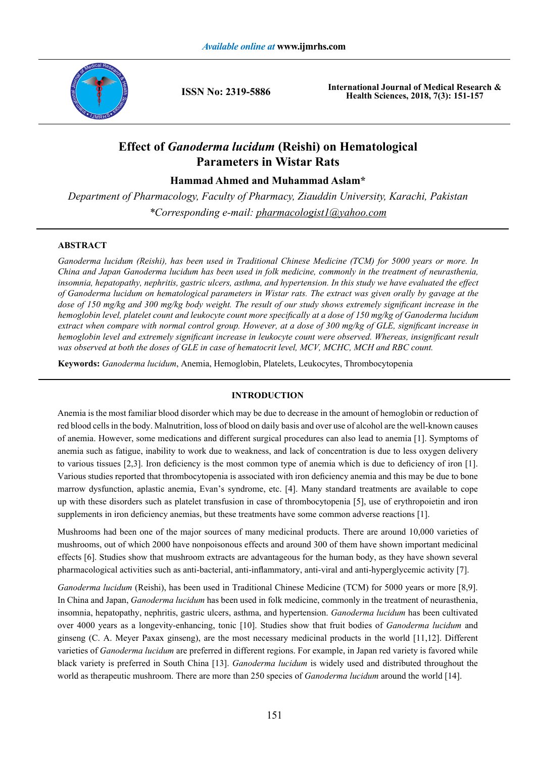# Effect of *Ganoderma lucidum* (Reishi) on Hematological Parameters in Wistar Rats

**Hammad Ahmed and Muhammad Aslam***

*Department of Pharmacology, Faculty of Pharmacy, Ziauddin University, Karachi, Pakistan*

*\*Corresponding e-mail: pharmacologist1@yahoo.com*

## ABSTRACT

*Ganoderma lucidum (Reishi), has been used in Traditional Chinese Medicine (TCM) for 5000 years or more. In China and Japan Ganoderma lucidum has been used in folk medicine, commonly in the treatment of neurasthenia, insomnia, hepatopathy, nephritis, gastric ulcers, asthma, and hypertension. In this study we have evaluated the effect of Ganoderma lucidum on hematological parameters in Wistar rats. The extract was given orally by gavage at the dose of 150 mg/kg and 300 mg/kg body weight. The result of our study shows extremely significant increase in the hemoglobin level, platelet count and leukocyte count more specifically at a dose of 150 mg/kg of Ganoderma lucidum extract when compare with normal control group. However, at a dose of 300 mg/kg of GLE, significant increase in hemoglobin level and extremely significant increase in leukocyte count were observed. Whereas, insignificant result was observed at both the doses of GLE in case of hematocrit level, MCV, MCHC, MCH and RBC count.*

**Keywords:** *Ganoderma lucidum*, Anemia, Hemoglobin, Platelets, Leukocytes, Thrombocytopenia

## INTRODUCTION

Anemia is the most familiar blood disorder which may be due to decrease in the amount of hemoglobin or reduction of red blood cells in the body. Malnutrition, loss of blood on daily basis and over use of alcohol are the well-known causes of anemia. However, some medications and different surgical procedures can also lead to anemia [1]. Symptoms of anemia such as fatigue, inability to work due to weakness, and lack of concentration is due to less oxygen delivery to various tissues [2,3]. Iron deficiency is the most common type of anemia which is due to deficiency of iron [1]. Various studies reported that thrombocytopenia is associated with iron deficiency anemia and this may be due to bone marrow dysfunction, aplastic anemia, Evan's syndrome, etc. [4]. Many standard treatments are available to cope up with these disorders such as platelet transfusion in case of thrombocytopenia [5], use of erythropoietin and iron supplements in iron deficiency anemias, but these treatments have some common adverse reactions [1].

Mushrooms had been one of the major sources of many medicinal products. There are around 10,000 varieties of mushrooms, out of which 2000 have nonpoisonous effects and around 300 of them have shown important medicinal effects [6]. Studies show that mushroom extracts are advantageous for the human body, as they have shown several pharmacological activities such as anti-bacterial, anti-inflammatory, anti-viral and anti-hyperglycemic activity [7].

*Ganoderma lucidum* (Reishi), has been used in Traditional Chinese Medicine (TCM) for 5000 years or more [8,9]. In China and Japan, *Ganoderma lucidum* has been used in folk medicine, commonly in the treatment of neurasthenia, insomnia, hepatopathy, nephritis, gastric ulcers, asthma, and hypertension. *Ganoderma lucidum* has been cultivated over 4000 years as a longevity-enhancing, tonic [10]. Studies show that fruit bodies of *Ganoderma lucidum* and ginseng (C. A. Meyer Paxax ginseng), are the most necessary medicinal products in the world [11,12]. Different varieties of *Ganoderma lucidum* are preferred in different regions. For example, in Japan red variety is favored while black variety is preferred in South China [13]. *Ganoderma lucidum* is widely used and distributed throughout the world as therapeutic mushroom. There are more than 250 species of *Ganoderma lucidum* around the world [14].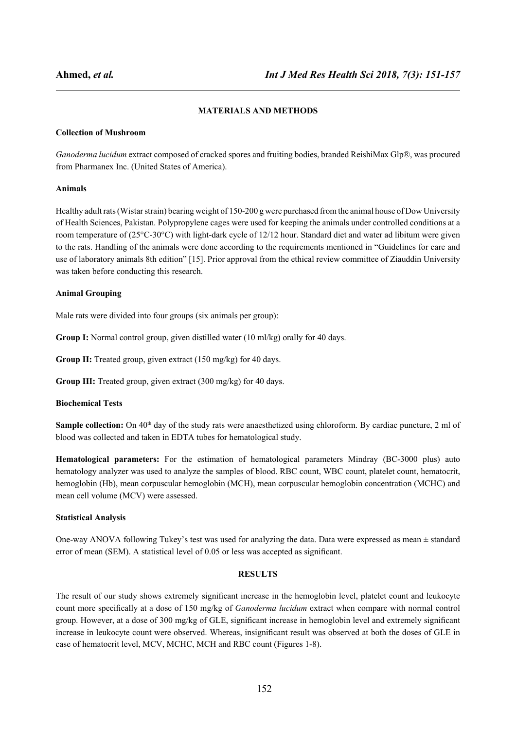## MATERIALS AND METHODS

### Collection of Mushroom

*Ganoderma lucidum* extract composed of cracked spores and fruiting bodies, branded ReishiMax Glp®, was procured from Pharmanex Inc. (United States of America).

### Animals

Healthy adult rats (Wistar strain) bearing weight of 150-200 g were purchased from the animal house of Dow University of Health Sciences, Pakistan. Polypropylene cages were used for keeping the animals under controlled conditions at a room temperature of (25°C-30°C) with light-dark cycle of 12/12 hour. Standard diet and water ad libitum were given to the rats. Handling of the animals were done according to the requirements mentioned in "Guidelines for care and use of laboratory animals 8th edition" [15]. Prior approval from the ethical review committee of Ziauddin University was taken before conducting this research.

### Animal Grouping

Male rats were divided into four groups (six animals per group):

**Group I:** Normal control group, given distilled water (10 ml/kg) orally for 40 days.

**Group II:** Treated group, given extract (150 mg/kg) for 40 days.

**Group III:** Treated group, given extract (300 mg/kg) for 40 days.

### Biochemical Tests

**Sample collection:** On 40th day of the study rats were anaesthetized using chloroform. By cardiac puncture, 2 ml of blood was collected and taken in EDTA tubes for hematological study.

**Hematological parameters:** For the estimation of hematological parameters Mindray (BC-3000 plus) auto hematology analyzer was used to analyze the samples of blood. RBC count, WBC count, platelet count, hematocrit, hemoglobin (Hb), mean corpuscular hemoglobin (MCH), mean corpuscular hemoglobin concentration (MCHC) and mean cell volume (MCV) were assessed.

### Statistical Analysis

One-way ANOVA following Tukey's test was used for analyzing the data. Data were expressed as mean ± standard error of mean (SEM). A statistical level of 0.05 or less was accepted as significant.

## RESULTS

The result of our study shows extremely significant increase in the hemoglobin level, platelet count and leukocyte count more specifically at a dose of 150 mg/kg of *Ganoderma lucidum* extract when compare with normal control group. However, at a dose of 300 mg/kg of GLE, significant increase in hemoglobin level and extremely significant increase in leukocyte count were observed. Whereas, insignificant result was observed at both the doses of GLE in case of hematocrit level, MCV, MCHC, MCH and RBC count (Figures 1-8).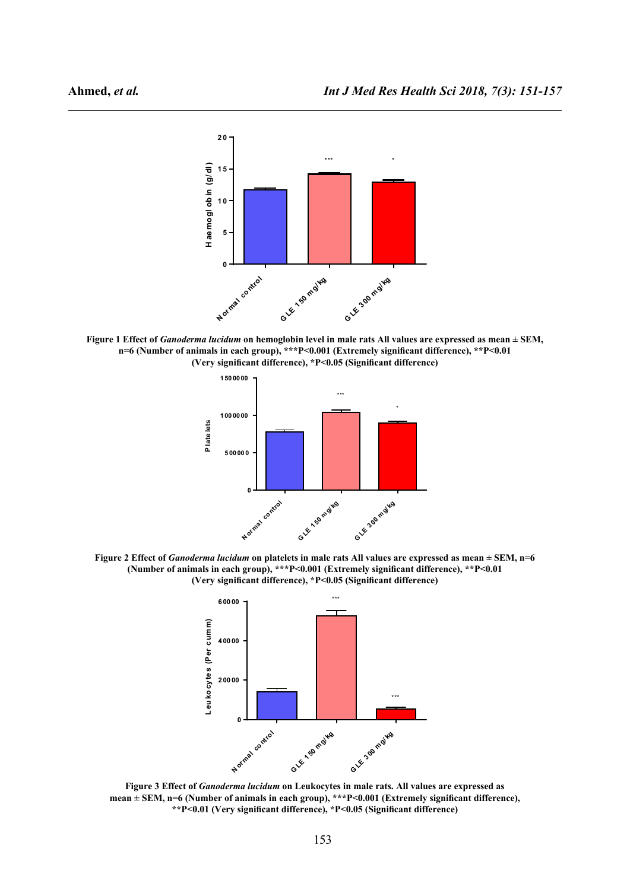Figure 1 Effect of *Ganoderma lucidum* on hemoglobin level in male rats All values are expressed as mean ± SEM, n=6 (Number of animals in each group), ***P<0.001 (Extremely significant difference), **P<0.01 (Very significant difference), *P<0.05 (Significant difference)

Figure 2 Effect of *Ganoderma lucidum* on platelets in male rats All values are expressed as mean ± SEM, n=6 (Number of animals in each group), ***P<0.001 (Extremely significant difference), **P<0.01 (Very significant difference), *P<0.05 (Significant difference)

Figure 3 Effect of *Ganoderma lucidum* on Leukocytes in male rats. All values are expressed as mean ± SEM, n=6 (Number of animals in each group), ***P<0.001 (Extremely significant difference), **P<0.01 (Very significant difference), *P<0.05 (Significant difference)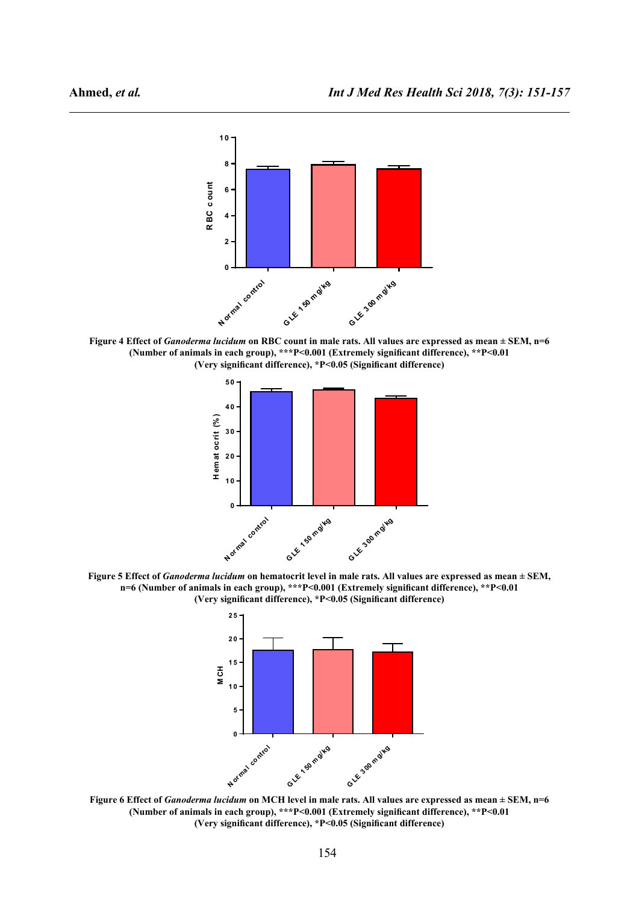**Figure 4 Effect of *Ganoderma lucidum* on RBC count in male rats. All values are expressed as mean ± SEM, n=6 (Number of animals in each group), ***P<0.001 (Extremely significant difference), **P<0.01 (Very significant difference), *P<0.05 (Significant difference)**

**Figure 5 Effect of *Ganoderma lucidum* on hematocrit level in male rats. All values are expressed as mean ± SEM, n=6 (Number of animals in each group), ***P<0.001 (Extremely significant difference), **P<0.01 (Very significant difference), *P<0.05 (Significant difference)**

**Figure 6 Effect of *Ganoderma lucidum* on MCH level in male rats. All values are expressed as mean ± SEM, n=6 (Number of animals in each group), ***P<0.001 (Extremely significant difference), **P<0.01 (Very significant difference), *P<0.05 (Significant difference)**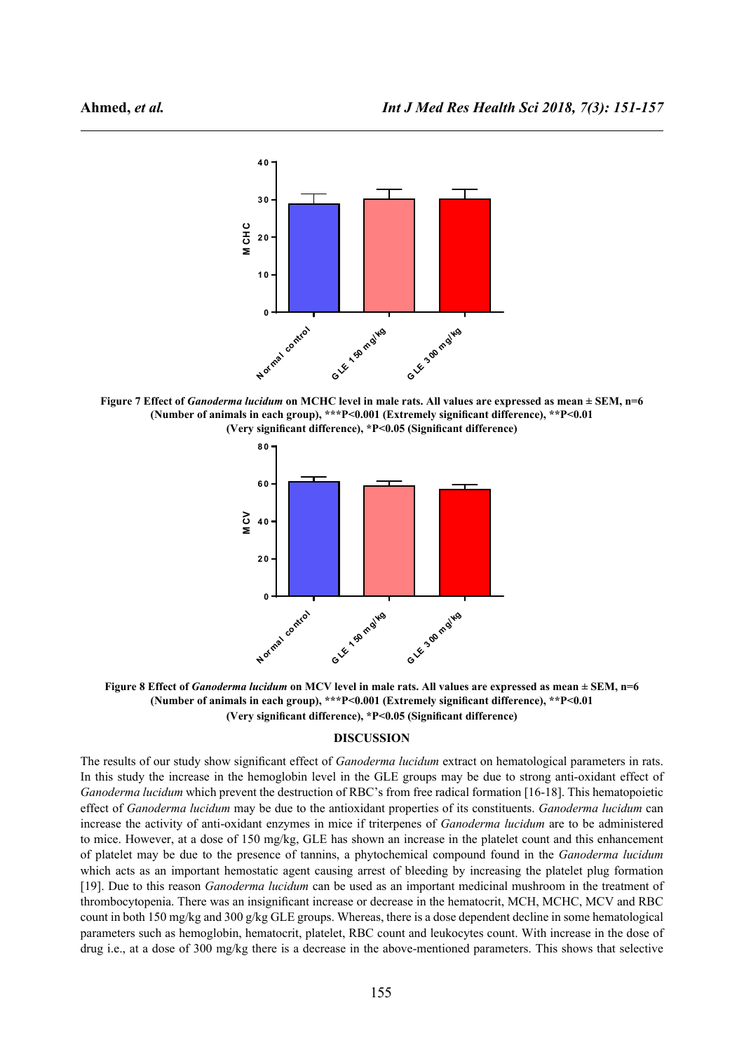**Figure 7 Effect of *Ganoderma lucidum* on MCHC level in male rats. All values are expressed as mean ± SEM, n=6 (Number of animals in each group), ***P<0.001 (Extremely significant difference), **P<0.01 (Very significant difference), *P<0.05 (Significant difference)**

**Figure 8 Effect of *Ganoderma lucidum* on MCV level in male rats. All values are expressed as mean ± SEM, n=6 (Number of animals in each group), ***P<0.001 (Extremely significant difference), **P<0.01 (Very significant difference), *P<0.05 (Significant difference)**

## DISCUSSION

The results of our study show significant effect of *Ganoderma lucidum* extract on hematological parameters in rats. In this study the increase in the hemoglobin level in the GLE groups may be due to strong anti-oxidant effect of *Ganoderma lucidum* which prevent the destruction of RBC's from free radical formation [16-18]. This hematopoietic effect of *Ganoderma lucidum* may be due to the antioxidant properties of its constituents. *Ganoderma lucidum* can increase the activity of anti-oxidant enzymes in mice if triterpenes of *Ganoderma lucidum* are to be administered to mice. However, at a dose of 150 mg/kg, GLE has shown an increase in the platelet count and this enhancement of platelet may be due to the presence of tannins, a phytochemical compound found in the *Ganoderma lucidum* which acts as an important hemostatic agent causing arrest of bleeding by increasing the platelet plug formation [19]. Due to this reason *Ganoderma lucidum* can be used as an important medicinal mushroom in the treatment of thrombocytopenia. There was an insignificant increase or decrease in the hematocrit, MCH, MCHC, MCV and RBC count in both 150 mg/kg and 300 g/kg GLE groups. Whereas, there is a dose dependent decline in some hematological parameters such as hemoglobin, hematocrit, platelet, RBC count and leukocytes count. With increase in the dose of drug i.e., at a dose of 300 mg/kg there is a decrease in the above-mentioned parameters. This shows that selective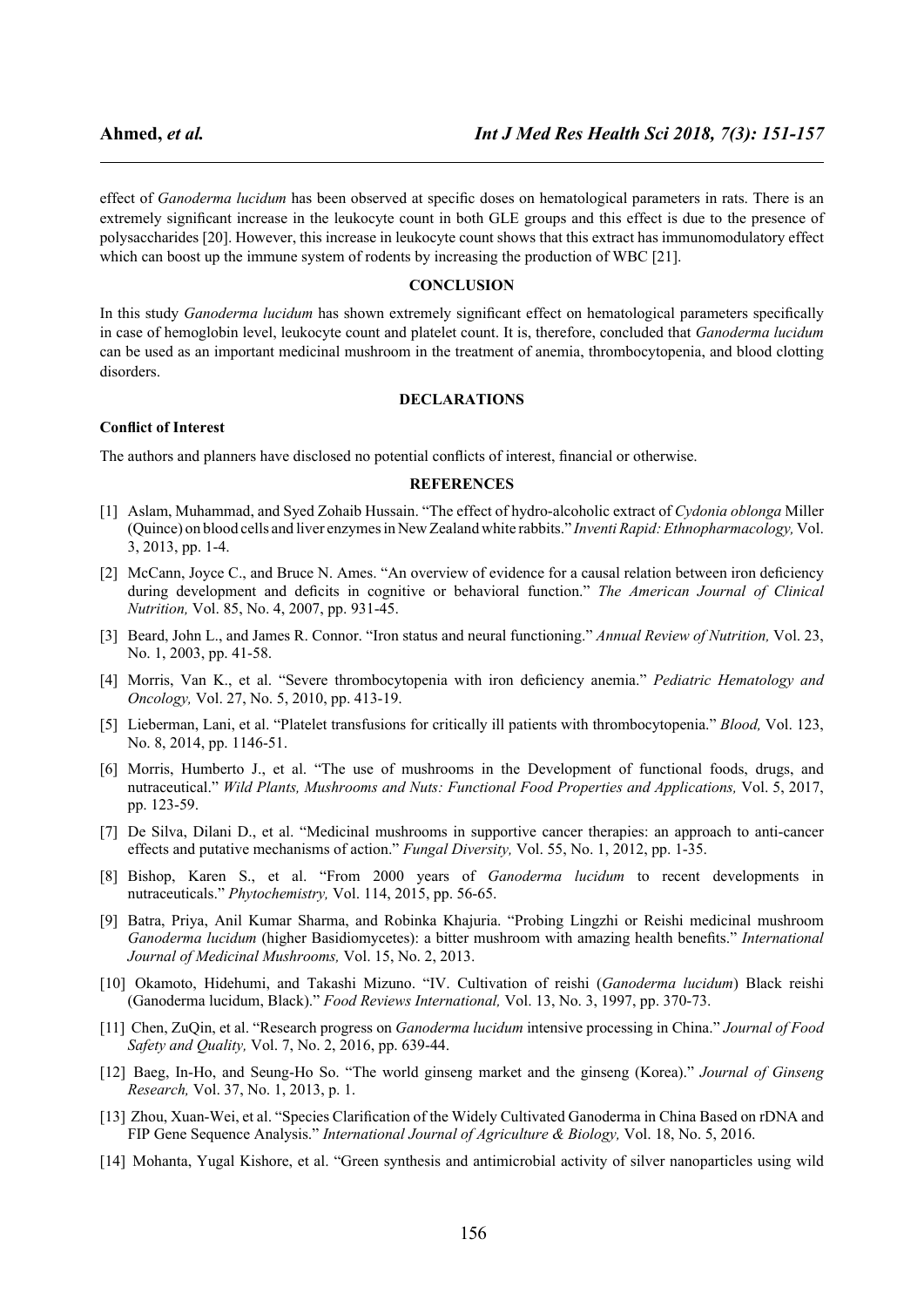effect of *Ganoderma lucidum* has been observed at specific doses on hematological parameters in rats. There is an extremely significant increase in the leukocyte count in both GLE groups and this effect is due to the presence of polysaccharides [20]. However, this increase in leukocyte count shows that this extract has immunomodulatory effect which can boost up the immune system of rodents by increasing the production of WBC [21].

## CONCLUSION

In this study *Ganoderma lucidum* has shown extremely significant effect on hematological parameters specifically in case of hemoglobin level, leukocyte count and platelet count. It is, therefore, concluded that *Ganoderma lucidum* can be used as an important medicinal mushroom in the treatment of anemia, thrombocytopenia, and blood clotting disorders.

## DECLARATIONS

### Conflict of Interest

The authors and planners have disclosed no potential conflicts of interest, financial or otherwise.

## REFERENCES

[1] Aslam, Muhammad, and Syed Zohaib Hussain. "The effect of hydro-alcoholic extract of *Cydonia oblonga* Miller (Quince) on blood cells and liver enzymes in New Zealand white rabbits." *Inventi Rapid: Ethnopharmacology,* Vol. 3, 2013, pp. 1-4.

[2] McCann, Joyce C., and Bruce N. Ames. "An overview of evidence for a causal relation between iron deficiency during development and deficits in cognitive or behavioral function." *The American Journal of Clinical Nutrition,* Vol. 85, No. 4, 2007, pp. 931-45.

[3] Beard, John L., and James R. Connor. "Iron status and neural functioning." *Annual Review of Nutrition,* Vol. 23, No. 1, 2003, pp. 41-58.

[4] Morris, Van K., et al. "Severe thrombocytopenia with iron deficiency anemia." *Pediatric Hematology and Oncology,* Vol. 27, No. 5, 2010, pp. 413-19.

[5] Lieberman, Lani, et al. "Platelet transfusions for critically ill patients with thrombocytopenia." *Blood,* Vol. 123, No. 8, 2014, pp. 1146-51.

[6] Morris, Humberto J., et al. "The use of mushrooms in the Development of functional foods, drugs, and nutraceutical." *Wild Plants, Mushrooms and Nuts: Functional Food Properties and Applications,* Vol. 5, 2017, pp. 123-59.

[7] De Silva, Dilani D., et al. "Medicinal mushrooms in supportive cancer therapies: an approach to anti-cancer effects and putative mechanisms of action." *Fungal Diversity,* Vol. 55, No. 1, 2012, pp. 1-35.

[8] Bishop, Karen S., et al. "From 2000 years of *Ganoderma lucidum* to recent developments in nutraceuticals." *Phytochemistry,* Vol. 114, 2015, pp. 56-65.

[9] Batra, Priya, Anil Kumar Sharma, and Robinka Khajuria. "Probing Lingzhi or Reishi medicinal mushroom *Ganoderma lucidum* (higher Basidiomycetes): a bitter mushroom with amazing health benefits." *International Journal of Medicinal Mushrooms,* Vol. 15, No. 2, 2013.

[10] Okamoto, Hidehumi, and Takashi Mizuno. "IV. Cultivation of reishi (*Ganoderma lucidum*) Black reishi (Ganoderma lucidum, Black)." *Food Reviews International,* Vol. 13, No. 3, 1997, pp. 370-73.

[11] Chen, ZuQin, et al. "Research progress on *Ganoderma lucidum* intensive processing in China." *Journal of Food Safety and Quality,* Vol. 7, No. 2, 2016, pp. 639-44.

[12] Baeg, In-Ho, and Seung-Ho So. "The world ginseng market and the ginseng (Korea)." *Journal of Ginseng Research,* Vol. 37, No. 1, 2013, p. 1.

[13] Zhou, Xuan-Wei, et al. "Species Clarification of the Widely Cultivated Ganoderma in China Based on rDNA and FIP Gene Sequence Analysis." *International Journal of Agriculture & Biology,* Vol. 18, No. 5, 2016.

[14] Mohanta, Yugal Kishore, et al. "Green synthesis and antimicrobial activity of silver nanoparticles using wild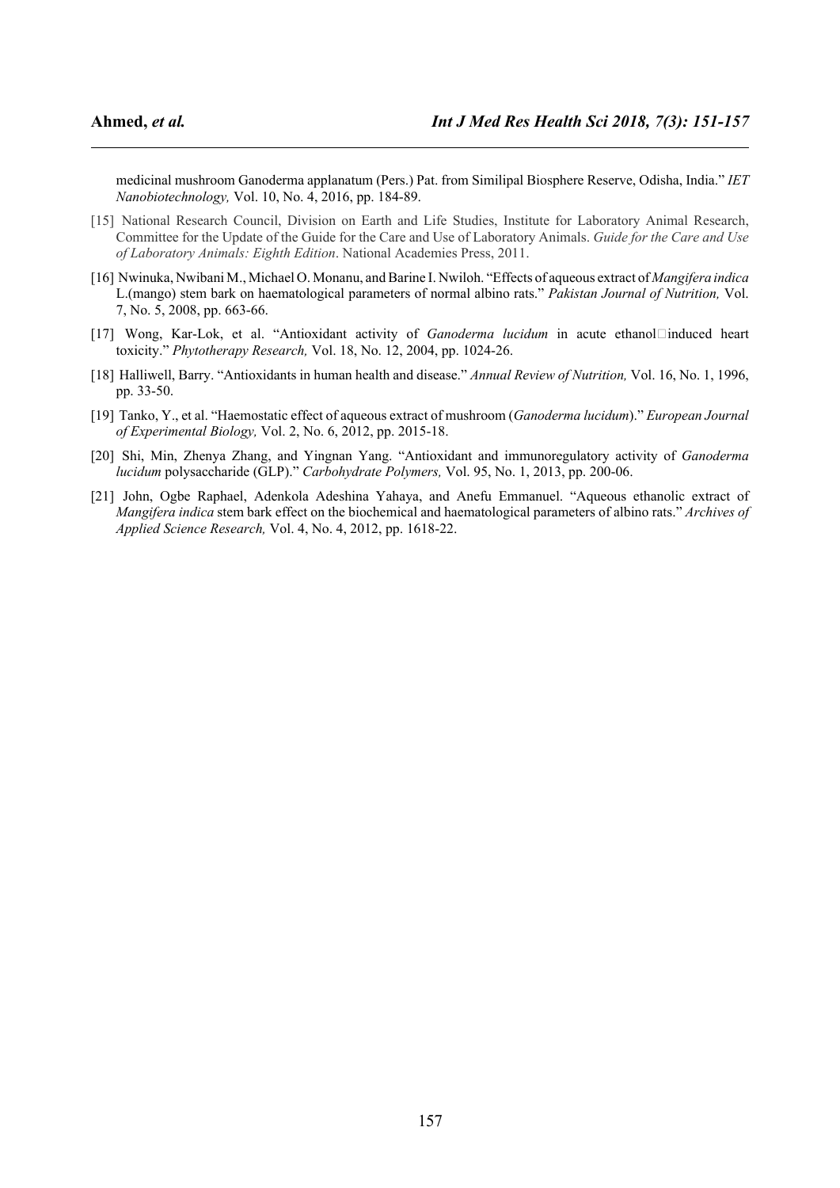medicinal mushroom Ganoderma applanatum (Pers.) Pat. from Similipal Biosphere Reserve, Odisha, India." *IET Nanobiotechnology,* Vol. 10, No. 4, 2016, pp. 184-89.

[15] National Research Council, Division on Earth and Life Studies, Institute for Laboratory Animal Research, Committee for the Update of the Guide for the Care and Use of Laboratory Animals. *Guide for the Care and Use of Laboratory Animals: Eighth Edition*. National Academies Press, 2011.

[16] Nwinuka, Nwibani M., Michael O. Monanu, and Barine I. Nwiloh. "Effects of aqueous extract of *Mangifera indica* L.(mango) stem bark on haematological parameters of normal albino rats." *Pakistan Journal of Nutrition,* Vol. 7, No. 5, 2008, pp. 663-66.

[17] Wong, Kar-Lok, et al. "Antioxidant activity of *Ganoderma lucidum* in acute ethanol□induced heart toxicity." *Phytotherapy Research,* Vol. 18, No. 12, 2004, pp. 1024-26.

[18] Halliwell, Barry. "Antioxidants in human health and disease." *Annual Review of Nutrition,* Vol. 16, No. 1, 1996, pp. 33-50.

[19] Tanko, Y., et al. "Haemostatic effect of aqueous extract of mushroom (*Ganoderma lucidum*)." *European Journal of Experimental Biology,* Vol. 2, No. 6, 2012, pp. 2015-18.

[20] Shi, Min, Zhenya Zhang, and Yingnan Yang. "Antioxidant and immunoregulatory activity of *Ganoderma lucidum* polysaccharide (GLP)." *Carbohydrate Polymers,* Vol. 95, No. 1, 2013, pp. 200-06.

[21] John, Ogbe Raphael, Adenkola Adeshina Yahaya, and Anefu Emmanuel. "Aqueous ethanolic extract of *Mangifera indica* stem bark effect on the biochemical and haematological parameters of albino rats." *Archives of Applied Science Research,* Vol. 4, No. 4, 2012, pp. 1618-22.